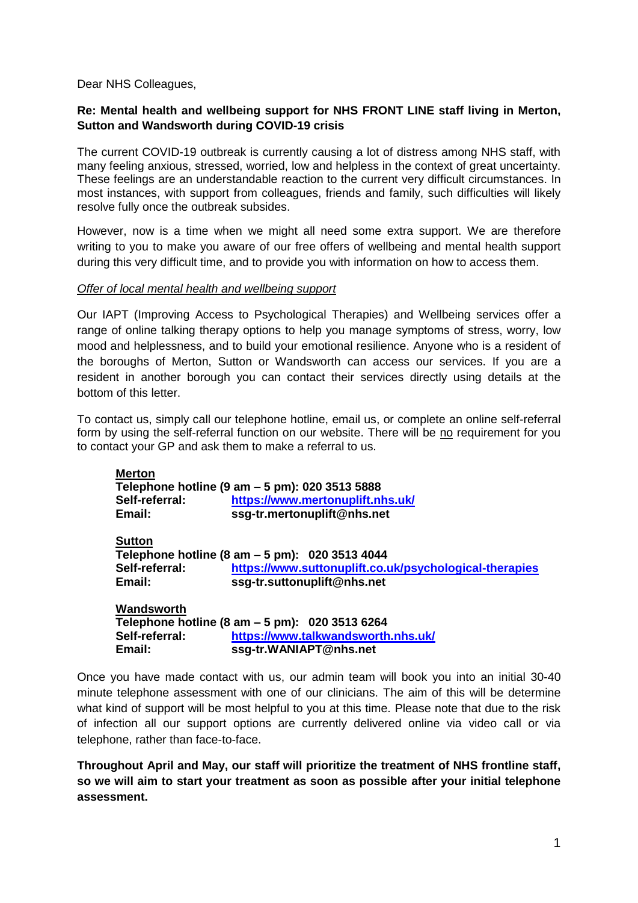Dear NHS Colleagues,

**Re: Mental health and wellbeing support for NHS FRONT LINE staff living in Merton, Sutton and Wandsworth during COVID-19 crisis**

The current COVID-19 outbreak is currently causing a lot of distress among NHS staff, with many feeling anxious, stressed, worried, low and helpless in the context of great uncertainty. These feelings are an understandable reaction to the current very difficult circumstances. In most instances, with support from colleagues, friends and family, such difficulties will likely resolve fully once the outbreak subsides.

However, now is a time when we might all need some extra support. We are therefore writing to you to make you aware of our free offers of wellbeing and mental health support during this very difficult time, and to provide you with information on how to access them.

*Offer of local mental health and wellbeing support*

Our IAPT (Improving Access to Psychological Therapies) and Wellbeing services offer a range of online talking therapy options to help you manage symptoms of stress, worry, low mood and helplessness, and to build your emotional resilience. Anyone who is a resident of the boroughs of Merton, Sutton or Wandsworth can access our services. If you are a resident in another borough you can contact their services directly using details at the bottom of this letter.

To contact us, simply call our telephone hotline, email us, or complete an online self-referral form by using the self-referral function on our website. There will be no requirement for you to contact your GP and ask them to make a referral to us.

**Merton**
**Telephone hotline (9 am – 5 pm): 020 3513 5888**
**Self-referral:** **https://www.mertonuplift.nhs.uk/**
**Email:** **ssg-tr.mertonuplift@nhs.net**

**Sutton**
**Telephone hotline (8 am – 5 pm): 020 3513 4044**
**Self-referral:** **https://www.suttonuplift.co.uk/psychological-therapies**
**Email:** **ssg-tr.suttonuplift@nhs.net**

**Wandsworth**
**Telephone hotline (8 am – 5 pm): 020 3513 6264**
**Self-referral:** **https://www.talkwandsworth.nhs.uk/**
**Email:** **ssg-tr.WANIAPT@nhs.net**

Once you have made contact with us, our admin team will book you into an initial 30-40 minute telephone assessment with one of our clinicians. The aim of this will be determine what kind of support will be most helpful to you at this time. Please note that due to the risk of infection all our support options are currently delivered online via video call or via telephone, rather than face-to-face.

**Throughout April and May, our staff will prioritize the treatment of NHS frontline staff, so we will aim to start your treatment as soon as possible after your initial telephone assessment.**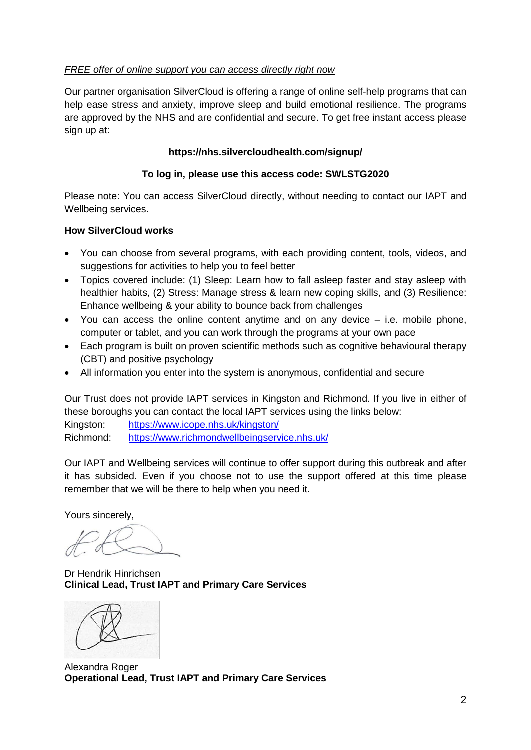*FREE offer of online support you can access directly right now*

Our partner organisation SilverCloud is offering a range of online self-help programs that can help ease stress and anxiety, improve sleep and build emotional resilience. The programs are approved by the NHS and are confidential and secure. To get free instant access please sign up at:

**https://nhs.silvercloudhealth.com/signup/**

**To log in, please use this access code: SWLSTG2020**

Please note: You can access SilverCloud directly, without needing to contact our IAPT and Wellbeing services.

**How SilverCloud works**

- You can choose from several programs, with each providing content, tools, videos, and suggestions for activities to help you to feel better
- Topics covered include: (1) Sleep: Learn how to fall asleep faster and stay asleep with healthier habits, (2) Stress: Manage stress & learn new coping skills, and (3) Resilience: Enhance wellbeing & your ability to bounce back from challenges
- You can access the online content anytime and on any device – i.e. mobile phone, computer or tablet, and you can work through the programs at your own pace
- Each program is built on proven scientific methods such as cognitive behavioural therapy (CBT) and positive psychology
- All information you enter into the system is anonymous, confidential and secure

Our Trust does not provide IAPT services in Kingston and Richmond. If you live in either of these boroughs you can contact the local IAPT services using the links below:

Kingston: https://www.icope.nhs.uk/kingston/
Richmond: https://www.richmondwellbeingservice.nhs.uk/

Our IAPT and Wellbeing services will continue to offer support during this outbreak and after it has subsided. Even if you choose not to use the support offered at this time please remember that we will be there to help when you need it.

Yours sincerely,

Dr Hendrik Hinrichsen
**Clinical Lead, Trust IAPT and Primary Care Services**

Alexandra Roger
**Operational Lead, Trust IAPT and Primary Care Services**